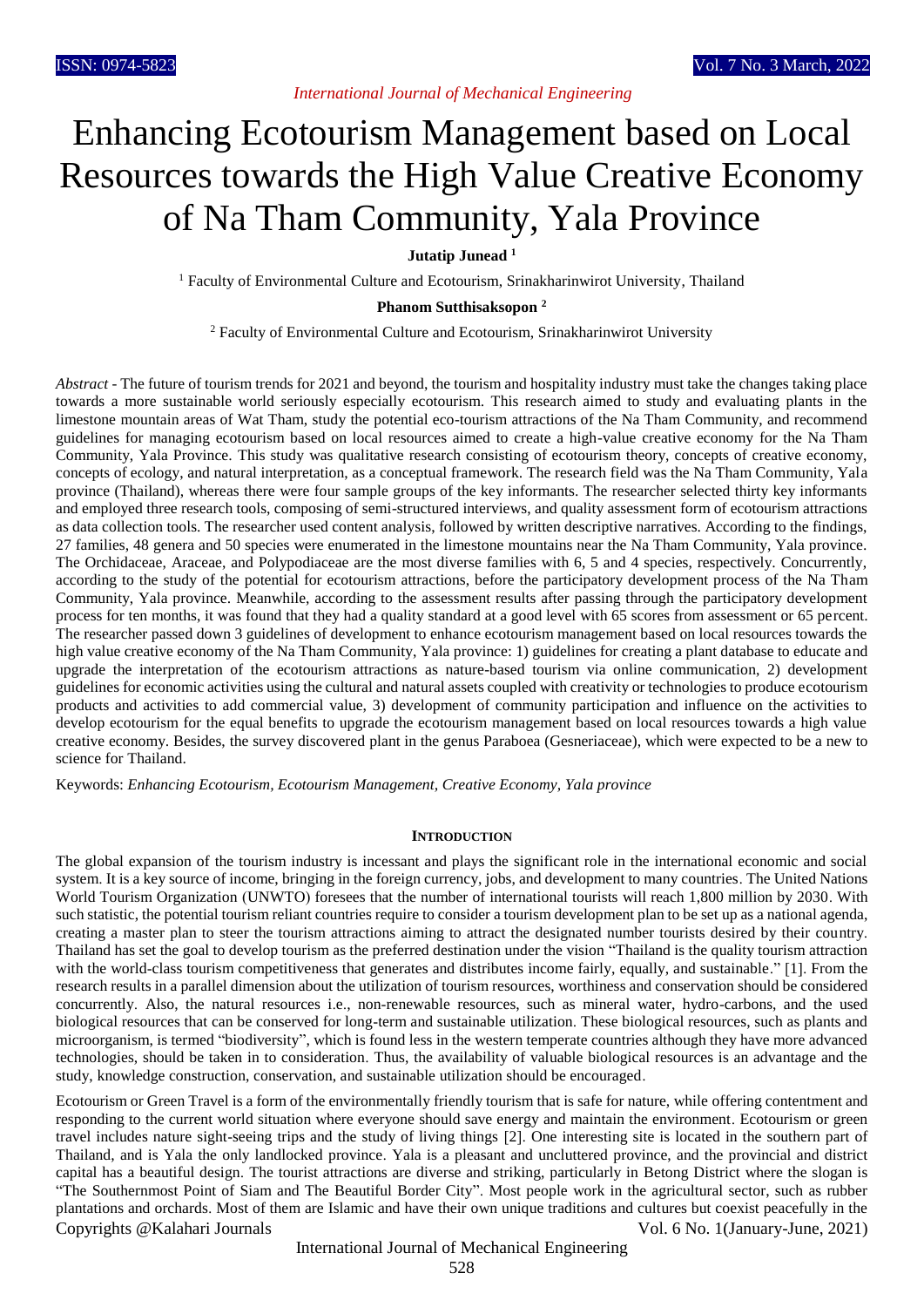# Enhancing Ecotourism Management based on Local Resources towards the High Value Creative Economy of Na Tham Community, Yala Province

**Jutatip Junead [1]**

[1] Faculty of Environmental Culture and Ecotourism, Srinakharinwirot University, Thailand

**Phanom Sutthisaksopon [2]**

[2] Faculty of Environmental Culture and Ecotourism, Srinakharinwirot University

*Abstract* - The future of tourism trends for 2021 and beyond, the tourism and hospitality industry must take the changes taking place towards a more sustainable world seriously especially ecotourism. This research aimed to study and evaluating plants in the limestone mountain areas of Wat Tham, study the potential eco-tourism attractions of the Na Tham Community, and recommend guidelines for managing ecotourism based on local resources aimed to create a high-value creative economy for the Na Tham Community, Yala Province. This study was qualitative research consisting of ecotourism theory, concepts of creative economy, concepts of ecology, and natural interpretation, as a conceptual framework. The research field was the Na Tham Community, Yala province (Thailand), whereas there were four sample groups of the key informants. The researcher selected thirty key informants and employed three research tools, composing of semi-structured interviews, and quality assessment form of ecotourism attractions as data collection tools. The researcher used content analysis, followed by written descriptive narratives. According to the findings, 27 families, 48 genera and 50 species were enumerated in the limestone mountains near the Na Tham Community, Yala province. The Orchidaceae, Araceae, and Polypodiaceae are the most diverse families with 6, 5 and 4 species, respectively. Concurrently, according to the study of the potential for ecotourism attractions, before the participatory development process of the Na Tham Community, Yala province. Meanwhile, according to the assessment results after passing through the participatory development process for ten months, it was found that they had a quality standard at a good level with 65 scores from assessment or 65 percent. The researcher passed down 3 guidelines of development to enhance ecotourism management based on local resources towards the high value creative economy of the Na Tham Community, Yala province: 1) guidelines for creating a plant database to educate and upgrade the interpretation of the ecotourism attractions as nature-based tourism via online communication, 2) development guidelines for economic activities using the cultural and natural assets coupled with creativity or technologies to produce ecotourism products and activities to add commercial value, 3) development of community participation and influence on the activities to develop ecotourism for the equal benefits to upgrade the ecotourism management based on local resources towards a high value creative economy. Besides, the survey discovered plant in the genus Paraboea (Gesneriaceae), which were expected to be a new to science for Thailand.

Keywords: *Enhancing Ecotourism, Ecotourism Management, Creative Economy, Yala province*

## INTRODUCTION

The global expansion of the tourism industry is incessant and plays the significant role in the international economic and social system. It is a key source of income, bringing in the foreign currency, jobs, and development to many countries. The United Nations World Tourism Organization (UNWTO) foresees that the number of international tourists will reach 1,800 million by 2030. With such statistic, the potential tourism reliant countries require to consider a tourism development plan to be set up as a national agenda, creating a master plan to steer the tourism attractions aiming to attract the designated number tourists desired by their country. Thailand has set the goal to develop tourism as the preferred destination under the vision "Thailand is the quality tourism attraction with the world-class tourism competitiveness that generates and distributes income fairly, equally, and sustainable." [1]. From the research results in a parallel dimension about the utilization of tourism resources, worthiness and conservation should be considered concurrently. Also, the natural resources i.e., non-renewable resources, such as mineral water, hydro-carbons, and the used biological resources that can be conserved for long-term and sustainable utilization. These biological resources, such as plants and microorganism, is termed "biodiversity", which is found less in the western temperate countries although they have more advanced technologies, should be taken in to consideration. Thus, the availability of valuable biological resources is an advantage and the study, knowledge construction, conservation, and sustainable utilization should be encouraged.

Ecotourism or Green Travel is a form of the environmentally friendly tourism that is safe for nature, while offering contentment and responding to the current world situation where everyone should save energy and maintain the environment. Ecotourism or green travel includes nature sight-seeing trips and the study of living things [2]. One interesting site is located in the southern part of Thailand, and is Yala the only landlocked province. Yala is a pleasant and uncluttered province, and the provincial and district capital has a beautiful design. The tourist attractions are diverse and striking, particularly in Betong District where the slogan is "The Southernmost Point of Siam and The Beautiful Border City". Most people work in the agricultural sector, such as rubber plantations and orchards. Most of them are Islamic and have their own unique traditions and cultures but coexist peacefully in the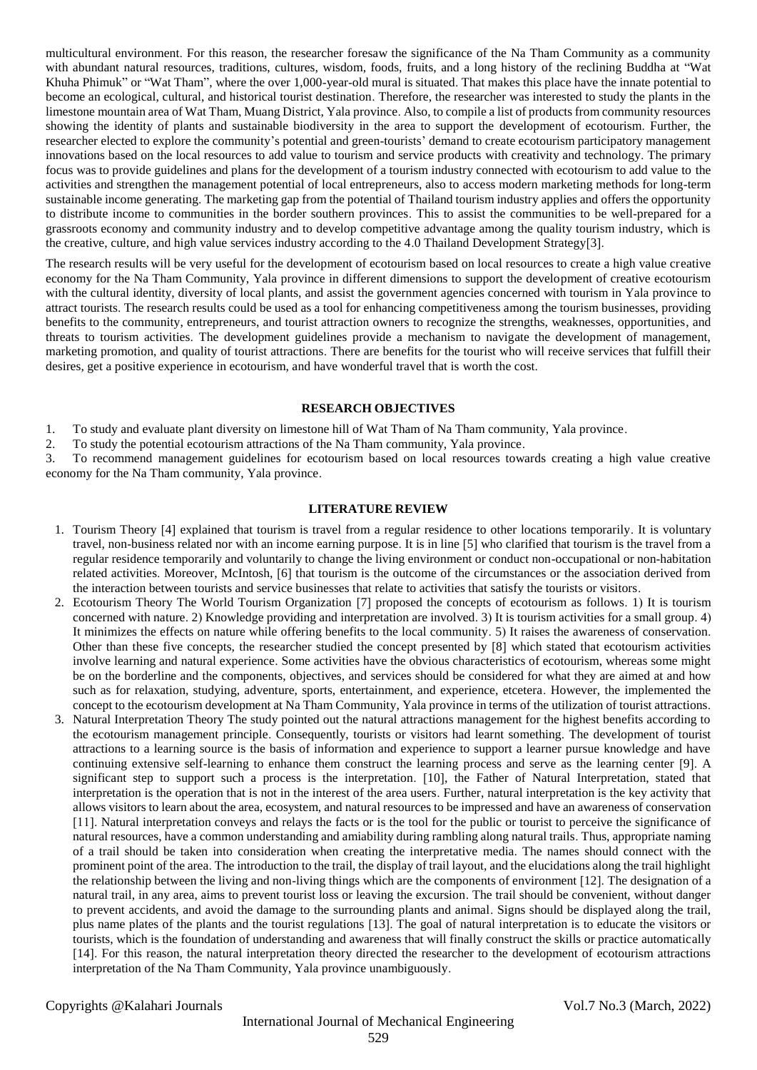multicultural environment. For this reason, the researcher foresaw the significance of the Na Tham Community as a community with abundant natural resources, traditions, cultures, wisdom, foods, fruits, and a long history of the reclining Buddha at "Wat Khuha Phimuk" or "Wat Tham", where the over 1,000-year-old mural is situated. That makes this place have the innate potential to become an ecological, cultural, and historical tourist destination. Therefore, the researcher was interested to study the plants in the limestone mountain area of Wat Tham, Muang District, Yala province. Also, to compile a list of products from community resources showing the identity of plants and sustainable biodiversity in the area to support the development of ecotourism. Further, the researcher elected to explore the community's potential and green-tourists' demand to create ecotourism participatory management innovations based on the local resources to add value to tourism and service products with creativity and technology. The primary focus was to provide guidelines and plans for the development of a tourism industry connected with ecotourism to add value to the activities and strengthen the management potential of local entrepreneurs, also to access modern marketing methods for long-term sustainable income generating. The marketing gap from the potential of Thailand tourism industry applies and offers the opportunity to distribute income to communities in the border southern provinces. This to assist the communities to be well-prepared for a grassroots economy and community industry and to develop competitive advantage among the quality tourism industry, which is the creative, culture, and high value services industry according to the 4.0 Thailand Development Strategy[3].

The research results will be very useful for the development of ecotourism based on local resources to create a high value creative economy for the Na Tham Community, Yala province in different dimensions to support the development of creative ecotourism with the cultural identity, diversity of local plants, and assist the government agencies concerned with tourism in Yala province to attract tourists. The research results could be used as a tool for enhancing competitiveness among the tourism businesses, providing benefits to the community, entrepreneurs, and tourist attraction owners to recognize the strengths, weaknesses, opportunities, and threats to tourism activities. The development guidelines provide a mechanism to navigate the development of management, marketing promotion, and quality of tourist attractions. There are benefits for the tourist who will receive services that fulfill their desires, get a positive experience in ecotourism, and have wonderful travel that is worth the cost.

## RESEARCH OBJECTIVES

1. To study and evaluate plant diversity on limestone hill of Wat Tham of Na Tham community, Yala province.
2. To study the potential ecotourism attractions of the Na Tham community, Yala province.
3. To recommend management guidelines for ecotourism based on local resources towards creating a high value creative economy for the Na Tham community, Yala province.

## LITERATURE REVIEW

1. Tourism Theory [4] explained that tourism is travel from a regular residence to other locations temporarily. It is voluntary travel, non-business related nor with an income earning purpose. It is in line [5] who clarified that tourism is the travel from a regular residence temporarily and voluntarily to change the living environment or conduct non-occupational or non-habitation related activities. Moreover, McIntosh, [6] that tourism is the outcome of the circumstances or the association derived from the interaction between tourists and service businesses that relate to activities that satisfy the tourists or visitors.
2. Ecotourism Theory The World Tourism Organization [7] proposed the concepts of ecotourism as follows. 1) It is tourism concerned with nature. 2) Knowledge providing and interpretation are involved. 3) It is tourism activities for a small group. 4) It minimizes the effects on nature while offering benefits to the local community. 5) It raises the awareness of conservation. Other than these five concepts, the researcher studied the concept presented by [8] which stated that ecotourism activities involve learning and natural experience. Some activities have the obvious characteristics of ecotourism, whereas some might be on the borderline and the components, objectives, and services should be considered for what they are aimed at and how such as for relaxation, studying, adventure, sports, entertainment, and experience, etcetera. However, the implemented the concept to the ecotourism development at Na Tham Community, Yala province in terms of the utilization of tourist attractions.
3. Natural Interpretation Theory The study pointed out the natural attractions management for the highest benefits according to the ecotourism management principle. Consequently, tourists or visitors had learnt something. The development of tourist attractions to a learning source is the basis of information and experience to support a learner pursue knowledge and have continuing extensive self-learning to enhance them construct the learning process and serve as the learning center [9]. A significant step to support such a process is the interpretation. [10], the Father of Natural Interpretation, stated that interpretation is the operation that is not in the interest of the area users. Further, natural interpretation is the key activity that allows visitors to learn about the area, ecosystem, and natural resources to be impressed and have an awareness of conservation [11]. Natural interpretation conveys and relays the facts or is the tool for the public or tourist to perceive the significance of natural resources, have a common understanding and amiability during rambling along natural trails. Thus, appropriate naming of a trail should be taken into consideration when creating the interpretative media. The names should connect with the prominent point of the area. The introduction to the trail, the display of trail layout, and the elucidations along the trail highlight the relationship between the living and non-living things which are the components of environment [12]. The designation of a natural trail, in any area, aims to prevent tourist loss or leaving the excursion. The trail should be convenient, without danger to prevent accidents, and avoid the damage to the surrounding plants and animal. Signs should be displayed along the trail, plus name plates of the plants and the tourist regulations [13]. The goal of natural interpretation is to educate the visitors or tourists, which is the foundation of understanding and awareness that will finally construct the skills or practice automatically [14]. For this reason, the natural interpretation theory directed the researcher to the development of ecotourism attractions interpretation of the Na Tham Community, Yala province unambiguously.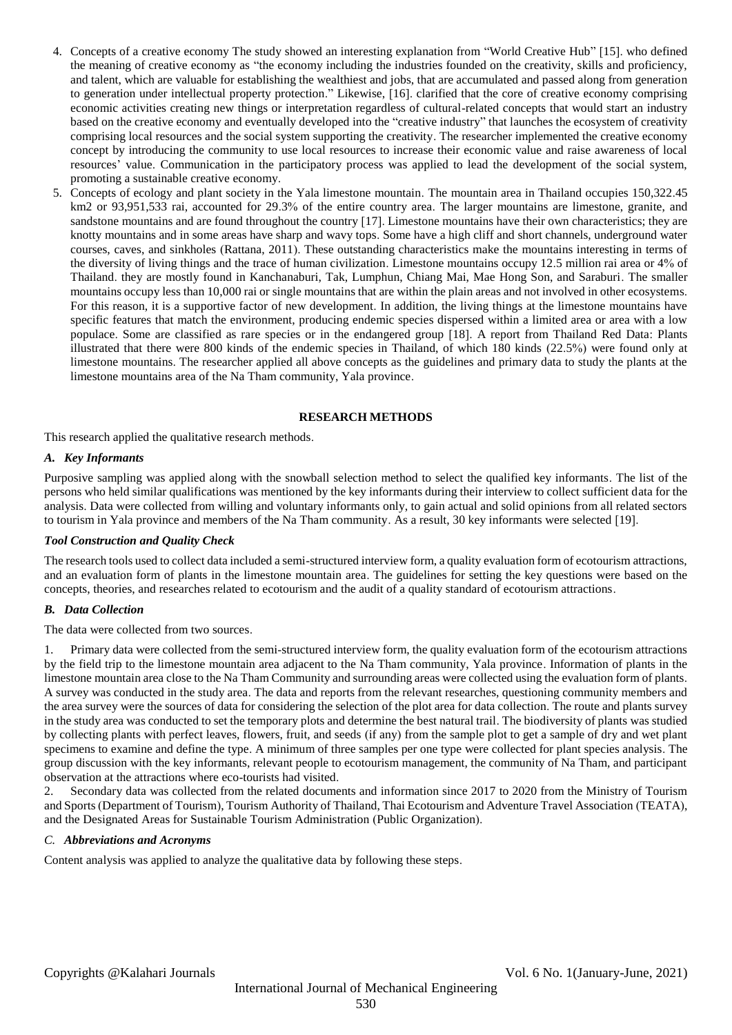4. Concepts of a creative economy The study showed an interesting explanation from "World Creative Hub" [15]. who defined the meaning of creative economy as "the economy including the industries founded on the creativity, skills and proficiency, and talent, which are valuable for establishing the wealthiest and jobs, that are accumulated and passed along from generation to generation under intellectual property protection." Likewise, [16]. clarified that the core of creative economy comprising economic activities creating new things or interpretation regardless of cultural-related concepts that would start an industry based on the creative economy and eventually developed into the "creative industry" that launches the ecosystem of creativity comprising local resources and the social system supporting the creativity. The researcher implemented the creative economy concept by introducing the community to use local resources to increase their economic value and raise awareness of local resources' value. Communication in the participatory process was applied to lead the development of the social system, promoting a sustainable creative economy.
5. Concepts of ecology and plant society in the Yala limestone mountain. The mountain area in Thailand occupies 150,322.45 km2 or 93,951,533 rai, accounted for 29.3% of the entire country area. The larger mountains are limestone, granite, and sandstone mountains and are found throughout the country [17]. Limestone mountains have their own characteristics; they are knotty mountains and in some areas have sharp and wavy tops. Some have a high cliff and short channels, underground water courses, caves, and sinkholes (Rattana, 2011). These outstanding characteristics make the mountains interesting in terms of the diversity of living things and the trace of human civilization. Limestone mountains occupy 12.5 million rai area or 4% of Thailand. they are mostly found in Kanchanaburi, Tak, Lumphun, Chiang Mai, Mae Hong Son, and Saraburi. The smaller mountains occupy less than 10,000 rai or single mountains that are within the plain areas and not involved in other ecosystems. For this reason, it is a supportive factor of new development. In addition, the living things at the limestone mountains have specific features that match the environment, producing endemic species dispersed within a limited area or area with a low populace. Some are classified as rare species or in the endangered group [18]. A report from Thailand Red Data: Plants illustrated that there were 800 kinds of the endemic species in Thailand, of which 180 kinds (22.5%) were found only at limestone mountains. The researcher applied all above concepts as the guidelines and primary data to study the plants at the limestone mountains area of the Na Tham community, Yala province.

## RESEARCH METHODS

This research applied the qualitative research methods.

### *A. Key Informants*

Purposive sampling was applied along with the snowball selection method to select the qualified key informants. The list of the persons who held similar qualifications was mentioned by the key informants during their interview to collect sufficient data for the analysis. Data were collected from willing and voluntary informants only, to gain actual and solid opinions from all related sectors to tourism in Yala province and members of the Na Tham community. As a result, 30 key informants were selected [19].

### *Tool Construction and Quality Check*

The research tools used to collect data included a semi-structured interview form, a quality evaluation form of ecotourism attractions, and an evaluation form of plants in the limestone mountain area. The guidelines for setting the key questions were based on the concepts, theories, and researches related to ecotourism and the audit of a quality standard of ecotourism attractions.

### *B. Data Collection*

The data were collected from two sources.

1. Primary data were collected from the semi-structured interview form, the quality evaluation form of the ecotourism attractions by the field trip to the limestone mountain area adjacent to the Na Tham community, Yala province. Information of plants in the limestone mountain area close to the Na Tham Community and surrounding areas were collected using the evaluation form of plants. A survey was conducted in the study area. The data and reports from the relevant researches, questioning community members and the area survey were the sources of data for considering the selection of the plot area for data collection. The route and plants survey in the study area was conducted to set the temporary plots and determine the best natural trail. The biodiversity of plants was studied by collecting plants with perfect leaves, flowers, fruit, and seeds (if any) from the sample plot to get a sample of dry and wet plant specimens to examine and define the type. A minimum of three samples per one type were collected for plant species analysis. The group discussion with the key informants, relevant people to ecotourism management, the community of Na Tham, and participant observation at the attractions where eco-tourists had visited.
2. Secondary data was collected from the related documents and information since 2017 to 2020 from the Ministry of Tourism and Sports (Department of Tourism), Tourism Authority of Thailand, Thai Ecotourism and Adventure Travel Association (TEATA), and the Designated Areas for Sustainable Tourism Administration (Public Organization).

### *C. Abbreviations and Acronyms*

Content analysis was applied to analyze the qualitative data by following these steps.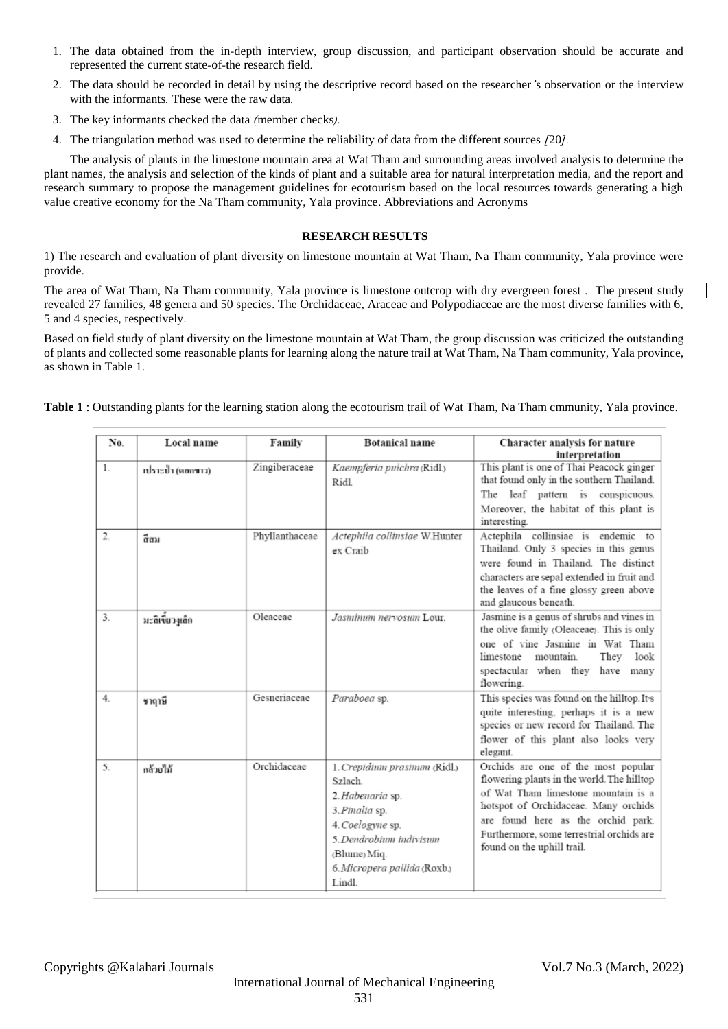1. The data obtained from the in-depth interview, group discussion, and participant observation should be accurate and represented the current state-of-the research field.
2. The data should be recorded in detail by using the descriptive record based on the researcher's observation or the interview with the informants. These were the raw data.
3. The key informants checked the data (member checks).
4. The triangulation method was used to determine the reliability of data from the different sources [20].

The analysis of plants in the limestone mountain area at Wat Tham and surrounding areas involved analysis to determine the plant names, the analysis and selection of the kinds of plant and a suitable area for natural interpretation media, and the report and research summary to propose the management guidelines for ecotourism based on the local resources towards generating a high value creative economy for the Na Tham community, Yala province. Abbreviations and Acronyms

## RESEARCH RESULTS

1) The research and evaluation of plant diversity on limestone mountain at Wat Tham, Na Tham community, Yala province were provide.

The area of Wat Tham, Na Tham community, Yala province is limestone outcrop with dry evergreen forest . The present study revealed 27 families, 48 genera and 50 species. The Orchidaceae, Araceae and Polypodiaceae are the most diverse families with 6, 5 and 4 species, respectively.

Based on field study of plant diversity on the limestone mountain at Wat Tham, the group discussion was criticized the outstanding of plants and collected some reasonable plants for learning along the nature trail at Wat Tham, Na Tham community, Yala province, as shown in Table 1.

**Table 1** : Outstanding plants for the learning station along the ecotourism trail of Wat Tham, Na Tham cmmunity, Yala province.

| No. | Local name | Family | Botanical name | Character analysis for nature interpretation |
|---|---|---|---|---|
| 1. | เปราะป่า (ดอกขาว) | Zingiberaceae | *Kaempferia pulchra* (Ridl.) Ridl. | This plant is one of Thai Peacock ginger that found only in the southern Thailand. The leaf pattern is conspicuous. Moreover, the habitat of this plant is interesting. |
| 2. | สีสม | Phyllanthaceae | *Actephila collinsiae* W.Hunter ex Craib | Actephila collinsiae is endemic to Thailand. Only 3 species in this genus were found in Thailand. The distinct characters are sepal extended in fruit and the leaves of a fine glossy green above and glaucous beneath. |
| 3. | มะลิเขี้ยวงูเล็ก | Oleaceae | *Jasminum nervosum* Lour. | Jasmine is a genus of shrubs and vines in the olive family (Oleaceae). This is only one of vine Jasmine in Wat Tham limestone mountain. They look spectacular when they have many flowering. |
| 4. | ชาฤาษี | Gesneriaceae | *Paraboea* sp. | This species was found on the hilltop. It's quite interesting, perhaps it is a new species or new record for Thailand. The flower of this plant also looks very elegant. |
| 5. | กล้วยไม้ | Orchidaceae | 1. *Crepidium prasinum* (Ridl.) Szlach.<br>2. *Habenaria* sp.<br>3. *Pinalia* sp.<br>4. *Coelogyne* sp.<br>5. *Dendrobium indivisum* (Blume) Miq.<br>6. *Micropera pallida* (Roxb.) Lindl. | Orchids are one of the most popular flowering plants in the world. The hilltop of Wat Tham limestone mountain is a hotspot of Orchidaceae. Many orchids are found here as the orchid park. Furthermore, some terrestrial orchids are found on the uphill trail. |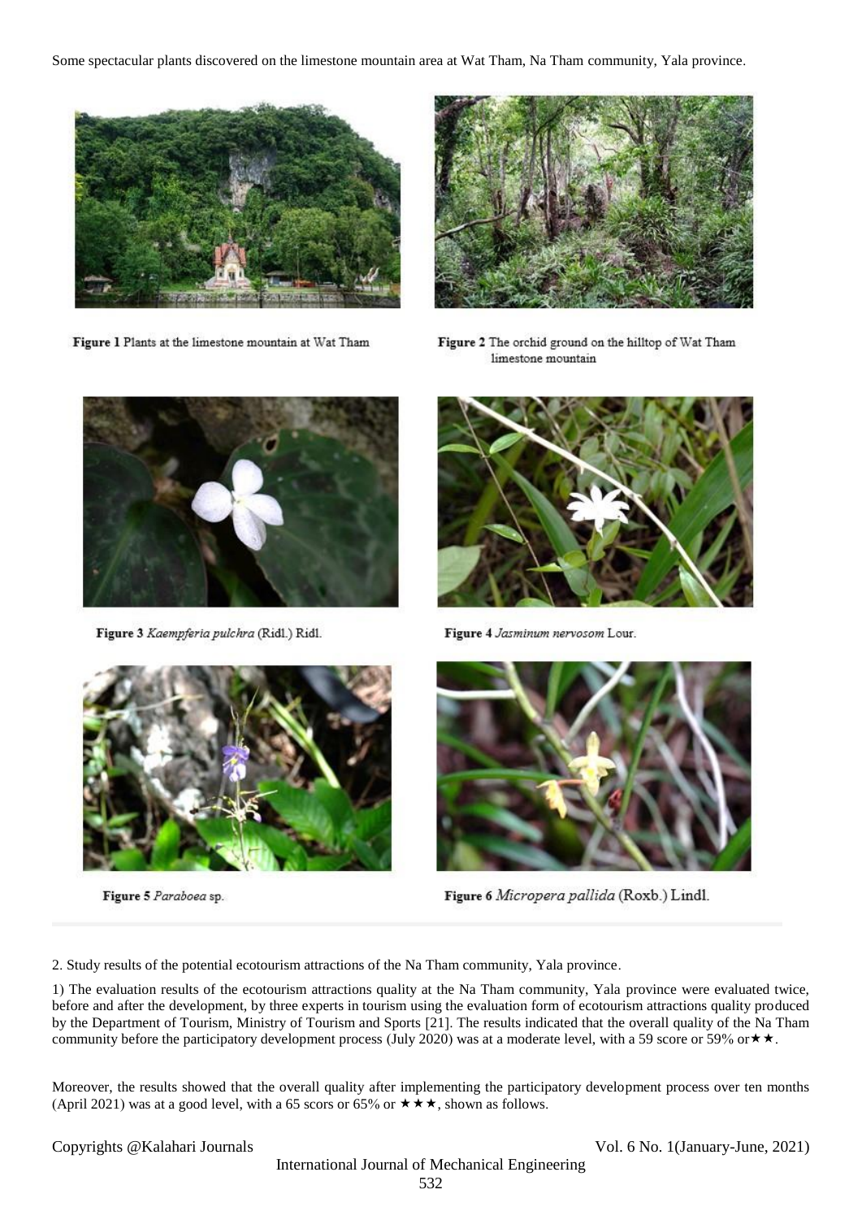Some spectacular plants discovered on the limestone mountain area at Wat Tham, Na Tham community, Yala province.

Figure 1 Plants at the limestone mountain at Wat Tham

Figure 2 The orchid ground on the hilltop of Wat Tham limestone mountain

Figure 3 *Kaempferia pulchra* (Ridl.) Ridl.

Figure 4 *Jasminum nervosom* Lour.

Figure 5 *Paraboea* sp.

Figure 6 *Micropera pallida* (Roxb.) Lindl.

2. Study results of the potential ecotourism attractions of the Na Tham community, Yala province.

1) The evaluation results of the ecotourism attractions quality at the Na Tham community, Yala province were evaluated twice, before and after the development, by three experts in tourism using the evaluation form of ecotourism attractions quality produced by the Department of Tourism, Ministry of Tourism and Sports [21]. The results indicated that the overall quality of the Na Tham community before the participatory development process (July 2020) was at a moderate level, with a 59 score or 59% or★★.

Moreover, the results showed that the overall quality after implementing the participatory development process over ten months (April 2021) was at a good level, with a 65 scors or 65% or ★★★, shown as follows.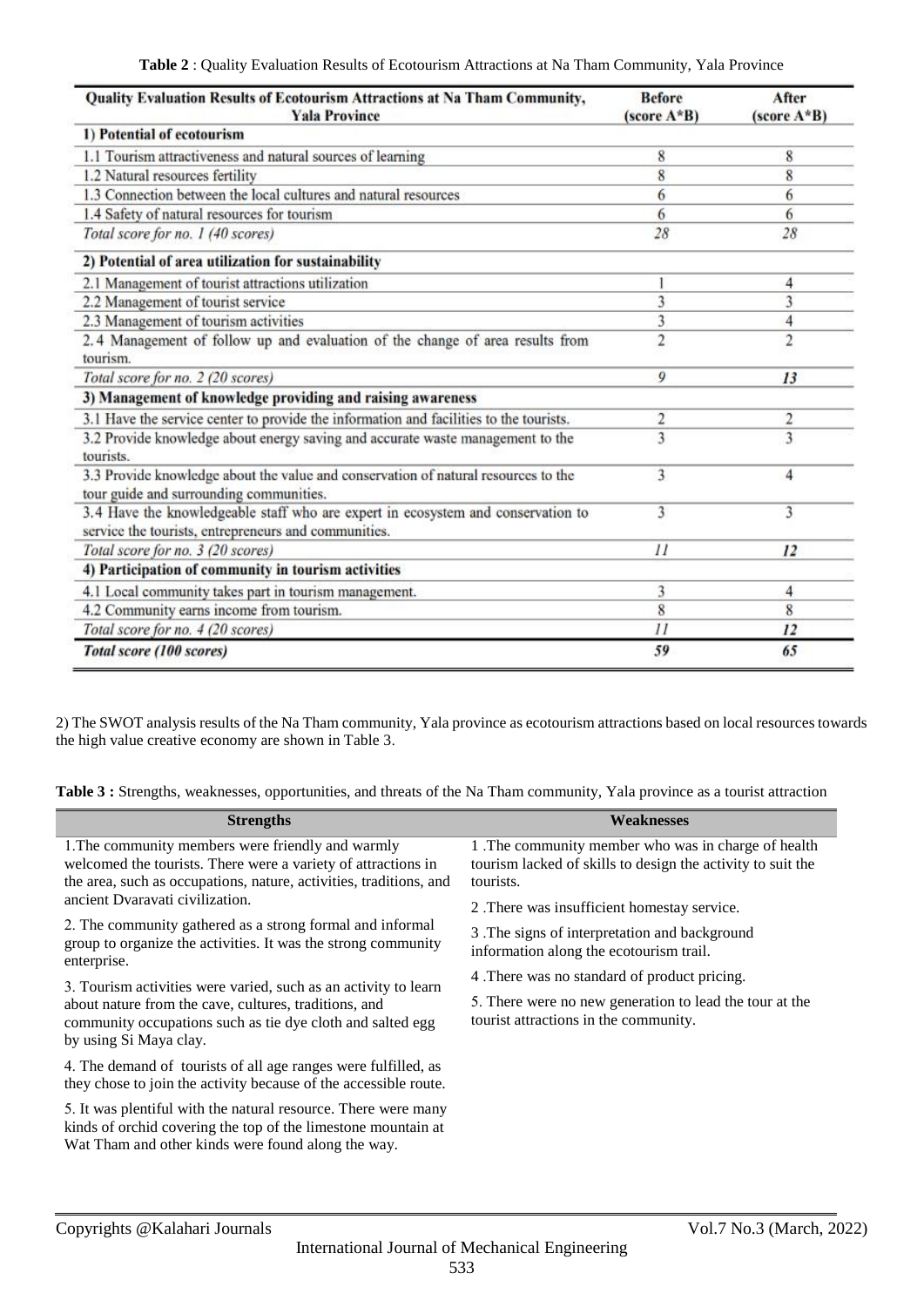**Table 2** : Quality Evaluation Results of Ecotourism Attractions at Na Tham Community, Yala Province

| Quality Evaluation Results of Ecotourism Attractions at Na Tham Community, Yala Province | Before (score A*B) | After (score A*B) |
|---|---|---|
| **1) Potential of ecotourism** | | |
| 1.1 Tourism attractiveness and natural sources of learning | 8 | 8 |
| 1.2 Natural resources fertility | 8 | 8 |
| 1.3 Connection between the local cultures and natural resources | 6 | 6 |
| 1.4 Safety of natural resources for tourism | 6 | 6 |
| *Total score for no. 1 (40 scores)* | *28* | *28* |
| **2) Potential of area utilization for sustainability** | | |
| 2.1 Management of tourist attractions utilization | 1 | 4 |
| 2.2 Management of tourist service | 3 | 3 |
| 2.3 Management of tourism activities | 3 | 4 |
| 2.4 Management of follow up and evaluation of the change of area results from tourism. | 2 | 2 |
| *Total score for no. 2 (20 scores)* | *9* | ***13*** |
| **3) Management of knowledge providing and raising awareness** | | |
| 3.1 Have the service center to provide the information and facilities to the tourists. | 2 | 2 |
| 3.2 Provide knowledge about energy saving and accurate waste management to the tourists. | 3 | 3 |
| 3.3 Provide knowledge about the value and conservation of natural resources to the tour guide and surrounding communities. | 3 | 4 |
| 3.4 Have the knowledgeable staff who are expert in ecosystem and conservation to service the tourists, entrepreneurs and communities. | 3 | 3 |
| *Total score for no. 3 (20 scores)* | *11* | ***12*** |
| **4) Participation of community in tourism activities** | | |
| 4.1 Local community takes part in tourism management. | 3 | 4 |
| 4.2 Community earns income from tourism. | 8 | 8 |
| *Total score for no. 4 (20 scores)* | *11* | ***12*** |
| ***Total score (100 scores)*** | ***59*** | ***65*** |

2) The SWOT analysis results of the Na Tham community, Yala province as ecotourism attractions based on local resources towards the high value creative economy are shown in Table 3.

**Table 3 :** Strengths, weaknesses, opportunities, and threats of the Na Tham community, Yala province as a tourist attraction

| Strengths | Weaknesses |
|---|---|
| 1.The community members were friendly and warmly welcomed the tourists. There were a variety of attractions in the area, such as occupations, nature, activities, traditions, and ancient Dvaravati civilization. | 1 .The community member who was in charge of health tourism lacked of skills to design the activity to suit the tourists. |
| 2. The community gathered as a strong formal and informal group to organize the activities. It was the strong community enterprise. | 2 .There was insufficient homestay service. |
| 3. Tourism activities were varied, such as an activity to learn about nature from the cave, cultures, traditions, and community occupations such as tie dye cloth and salted egg by using Si Maya clay. | 3 .The signs of interpretation and background information along the ecotourism trail. |
| 4. The demand of tourists of all age ranges were fulfilled, as they chose to join the activity because of the accessible route. | 4 .There was no standard of product pricing. |
| 5. It was plentiful with the natural resource. There were many kinds of orchid covering the top of the limestone mountain at Wat Tham and other kinds were found along the way. | 5. There were no new generation to lead the tour at the tourist attractions in the community. |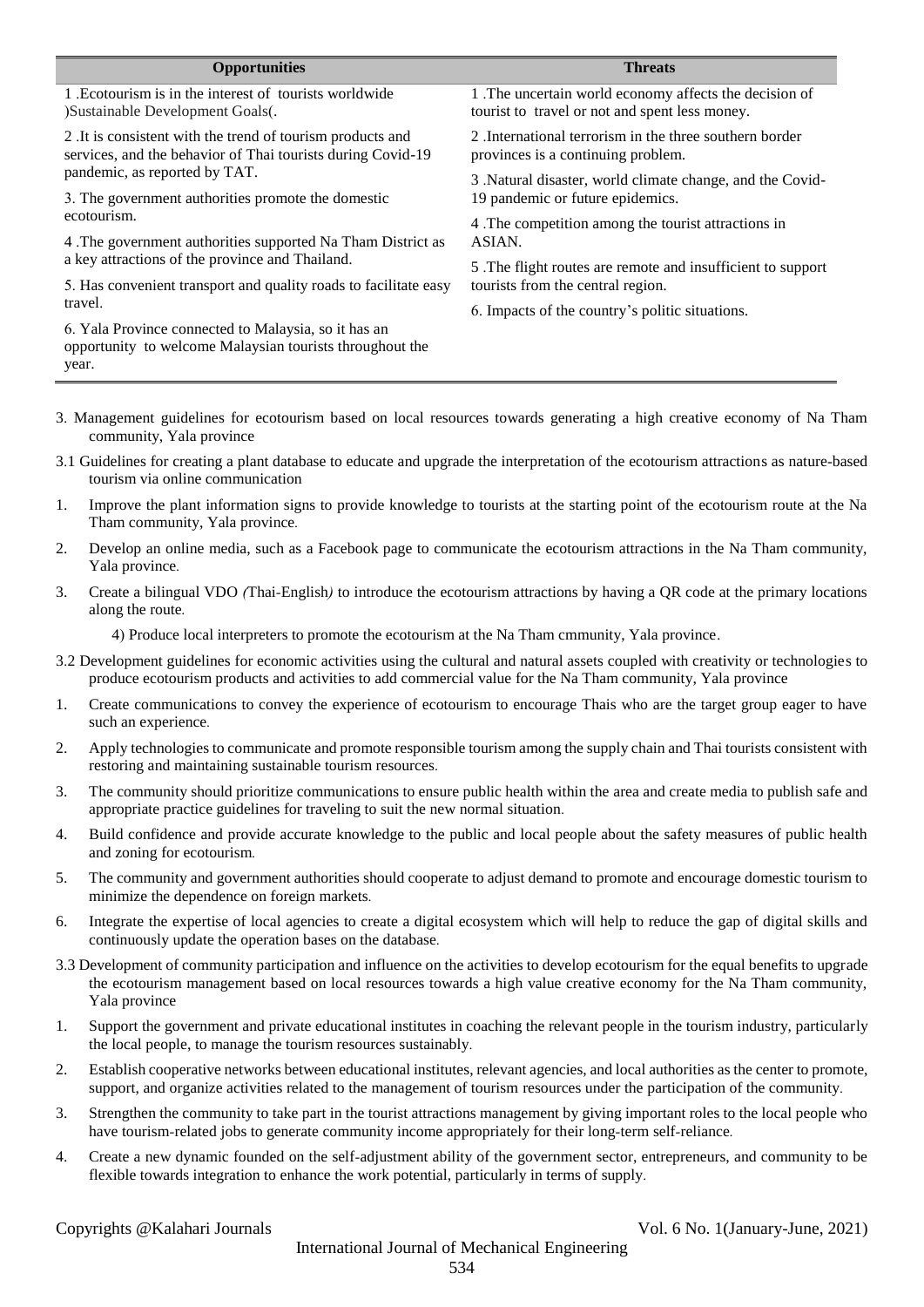| Opportunities | Threats |
|---|---|
| 1 .Ecotourism is in the interest of tourists worldwide )Sustainable Development Goals(. | 1 .The uncertain world economy affects the decision of tourist to travel or not and spent less money. |
| 2 .It is consistent with the trend of tourism products and services, and the behavior of Thai tourists during Covid-19 pandemic, as reported by TAT. | 2 .International terrorism in the three southern border provinces is a continuing problem. |
| 3. The government authorities promote the domestic ecotourism. | 3 .Natural disaster, world climate change, and the Covid-19 pandemic or future epidemics. |
| 4 .The government authorities supported Na Tham District as a key attractions of the province and Thailand. | 4 .The competition among the tourist attractions in ASIAN. |
| 5. Has convenient transport and quality roads to facilitate easy travel. | 5 .The flight routes are remote and insufficient to support tourists from the central region. |
| 6. Yala Province connected to Malaysia, so it has an opportunity to welcome Malaysian tourists throughout the year. | 6. Impacts of the country's politic situations. |

3. Management guidelines for ecotourism based on local resources towards generating a high creative economy of Na Tham community, Yala province

3.1 Guidelines for creating a plant database to educate and upgrade the interpretation of the ecotourism attractions as nature-based tourism via online communication

1. Improve the plant information signs to provide knowledge to tourists at the starting point of the ecotourism route at the Na Tham community, Yala province.
2. Develop an online media, such as a Facebook page to communicate the ecotourism attractions in the Na Tham community, Yala province.
3. Create a bilingual VDO *(*Thai-English*)* to introduce the ecotourism attractions by having a QR code at the primary locations along the route.

4) Produce local interpreters to promote the ecotourism at the Na Tham cmmunity, Yala province.

3.2 Development guidelines for economic activities using the cultural and natural assets coupled with creativity or technologies to produce ecotourism products and activities to add commercial value for the Na Tham community, Yala province

1. Create communications to convey the experience of ecotourism to encourage Thais who are the target group eager to have such an experience.
2. Apply technologies to communicate and promote responsible tourism among the supply chain and Thai tourists consistent with restoring and maintaining sustainable tourism resources.
3. The community should prioritize communications to ensure public health within the area and create media to publish safe and appropriate practice guidelines for traveling to suit the new normal situation.
4. Build confidence and provide accurate knowledge to the public and local people about the safety measures of public health and zoning for ecotourism.
5. The community and government authorities should cooperate to adjust demand to promote and encourage domestic tourism to minimize the dependence on foreign markets.
6. Integrate the expertise of local agencies to create a digital ecosystem which will help to reduce the gap of digital skills and continuously update the operation bases on the database.

3.3 Development of community participation and influence on the activities to develop ecotourism for the equal benefits to upgrade the ecotourism management based on local resources towards a high value creative economy for the Na Tham community, Yala province

1. Support the government and private educational institutes in coaching the relevant people in the tourism industry, particularly the local people, to manage the tourism resources sustainably.
2. Establish cooperative networks between educational institutes, relevant agencies, and local authorities as the center to promote, support, and organize activities related to the management of tourism resources under the participation of the community.
3. Strengthen the community to take part in the tourist attractions management by giving important roles to the local people who have tourism-related jobs to generate community income appropriately for their long-term self-reliance.
4. Create a new dynamic founded on the self-adjustment ability of the government sector, entrepreneurs, and community to be flexible towards integration to enhance the work potential, particularly in terms of supply.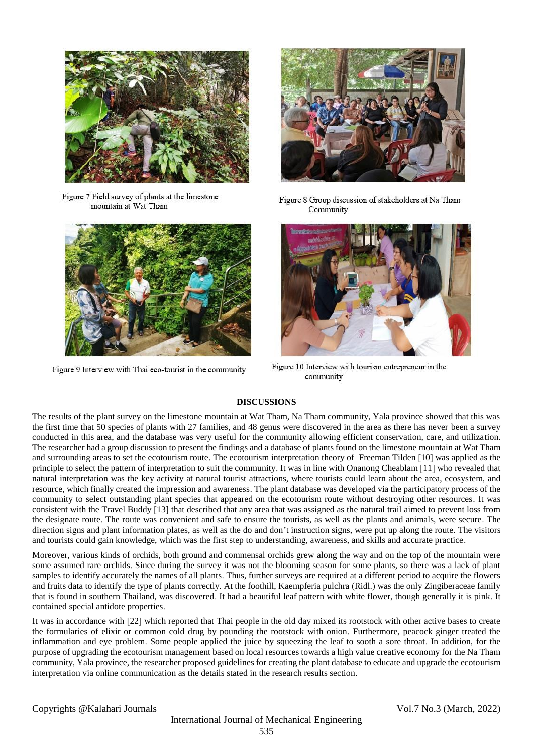Figure 7 Field survey of plants at the limestone mountain at Wat Tham

Figure 8 Group discussion of stakeholders at Na Tham Community

Figure 9 Interview with Thai eco-tourist in the community

Figure 10 Interview with tourism entrepreneur in the community

## DISCUSSIONS

The results of the plant survey on the limestone mountain at Wat Tham, Na Tham community, Yala province showed that this was the first time that 50 species of plants with 27 families, and 48 genus were discovered in the area as there has never been a survey conducted in this area, and the database was very useful for the community allowing efficient conservation, care, and utilization. The researcher had a group discussion to present the findings and a database of plants found on the limestone mountain at Wat Tham and surrounding areas to set the ecotourism route. The ecotourism interpretation theory of Freeman Tilden [10] was applied as the principle to select the pattern of interpretation to suit the community. It was in line with Onanong Cheablam [11] who revealed that natural interpretation was the key activity at natural tourist attractions, where tourists could learn about the area, ecosystem, and resource, which finally created the impression and awareness. The plant database was developed via the participatory process of the community to select outstanding plant species that appeared on the ecotourism route without destroying other resources. It was consistent with the Travel Buddy [13] that described that any area that was assigned as the natural trail aimed to prevent loss from the designate route. The route was convenient and safe to ensure the tourists, as well as the plants and animals, were secure. The direction signs and plant information plates, as well as the do and don't instruction signs, were put up along the route. The visitors and tourists could gain knowledge, which was the first step to understanding, awareness, and skills and accurate practice.

Moreover, various kinds of orchids, both ground and commensal orchids grew along the way and on the top of the mountain were some assumed rare orchids. Since during the survey it was not the blooming season for some plants, so there was a lack of plant samples to identify accurately the names of all plants. Thus, further surveys are required at a different period to acquire the flowers and fruits data to identify the type of plants correctly. At the foothill, Kaempferia pulchra (Ridl.) was the only Zingiberaceae family that is found in southern Thailand, was discovered. It had a beautiful leaf pattern with white flower, though generally it is pink. It contained special antidote properties.

It was in accordance with [22] which reported that Thai people in the old day mixed its rootstock with other active bases to create the formularies of elixir or common cold drug by pounding the rootstock with onion. Furthermore, peacock ginger treated the inflammation and eye problem. Some people applied the juice by squeezing the leaf to sooth a sore throat. In addition, for the purpose of upgrading the ecotourism management based on local resources towards a high value creative economy for the Na Tham community, Yala province, the researcher proposed guidelines for creating the plant database to educate and upgrade the ecotourism interpretation via online communication as the details stated in the research results section.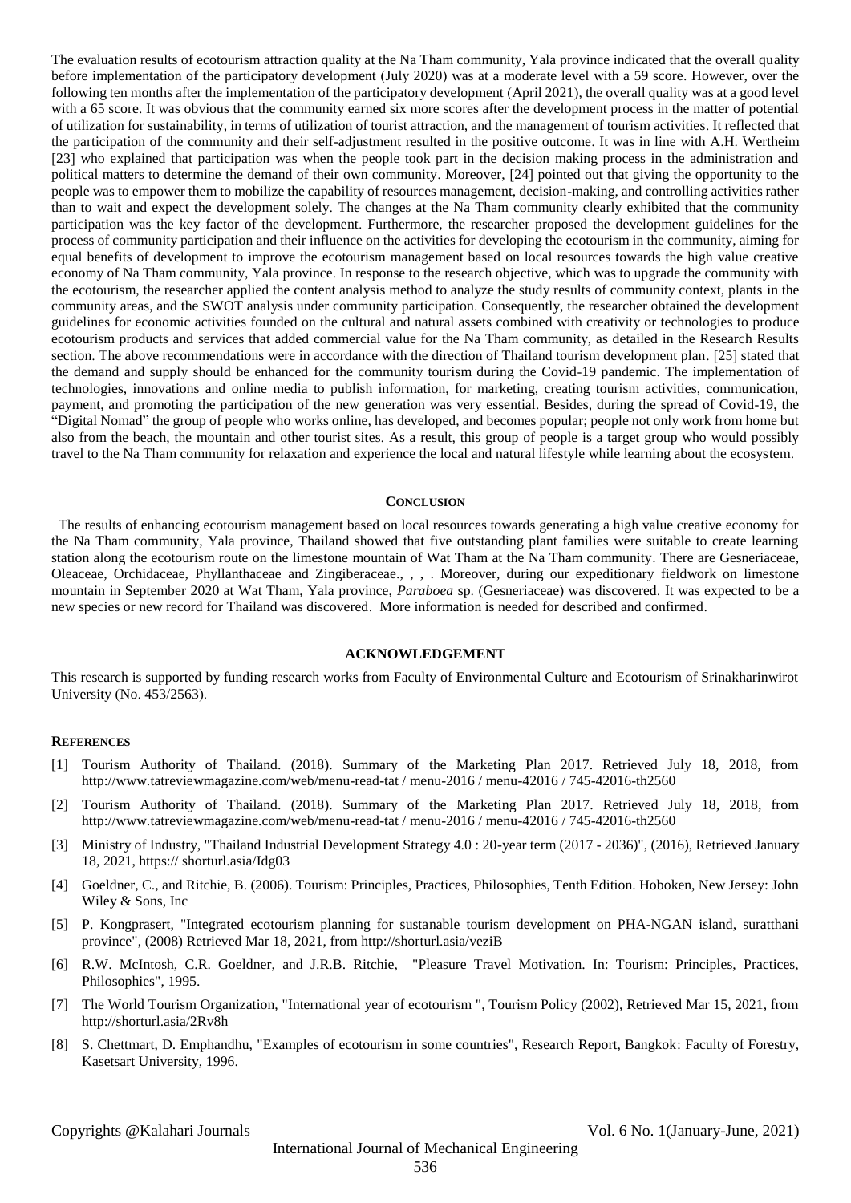The evaluation results of ecotourism attraction quality at the Na Tham community, Yala province indicated that the overall quality before implementation of the participatory development (July 2020) was at a moderate level with a 59 score. However, over the following ten months after the implementation of the participatory development (April 2021), the overall quality was at a good level with a 65 score. It was obvious that the community earned six more scores after the development process in the matter of potential of utilization for sustainability, in terms of utilization of tourist attraction, and the management of tourism activities. It reflected that the participation of the community and their self-adjustment resulted in the positive outcome. It was in line with A.H. Wertheim [23] who explained that participation was when the people took part in the decision making process in the administration and political matters to determine the demand of their own community. Moreover, [24] pointed out that giving the opportunity to the people was to empower them to mobilize the capability of resources management, decision-making, and controlling activities rather than to wait and expect the development solely. The changes at the Na Tham community clearly exhibited that the community participation was the key factor of the development. Furthermore, the researcher proposed the development guidelines for the process of community participation and their influence on the activities for developing the ecotourism in the community, aiming for equal benefits of development to improve the ecotourism management based on local resources towards the high value creative economy of Na Tham community, Yala province. In response to the research objective, which was to upgrade the community with the ecotourism, the researcher applied the content analysis method to analyze the study results of community context, plants in the community areas, and the SWOT analysis under community participation. Consequently, the researcher obtained the development guidelines for economic activities founded on the cultural and natural assets combined with creativity or technologies to produce ecotourism products and services that added commercial value for the Na Tham community, as detailed in the Research Results section. The above recommendations were in accordance with the direction of Thailand tourism development plan. [25] stated that the demand and supply should be enhanced for the community tourism during the Covid-19 pandemic. The implementation of technologies, innovations and online media to publish information, for marketing, creating tourism activities, communication, payment, and promoting the participation of the new generation was very essential. Besides, during the spread of Covid-19, the "Digital Nomad" the group of people who works online, has developed, and becomes popular; people not only work from home but also from the beach, the mountain and other tourist sites. As a result, this group of people is a target group who would possibly travel to the Na Tham community for relaxation and experience the local and natural lifestyle while learning about the ecosystem.

## CONCLUSION

The results of enhancing ecotourism management based on local resources towards generating a high value creative economy for the Na Tham community, Yala province, Thailand showed that five outstanding plant families were suitable to create learning station along the ecotourism route on the limestone mountain of Wat Tham at the Na Tham community. There are Gesneriaceae, Oleaceae, Orchidaceae, Phyllanthaceae and Zingiberaceae., , , . Moreover, during our expeditionary fieldwork on limestone mountain in September 2020 at Wat Tham, Yala province, *Paraboea* sp. (Gesneriaceae) was discovered. It was expected to be a new species or new record for Thailand was discovered. More information is needed for described and confirmed.

## ACKNOWLEDGEMENT

This research is supported by funding research works from Faculty of Environmental Culture and Ecotourism of Srinakharinwirot University (No. 453/2563).

## REFERENCES

[1] Tourism Authority of Thailand. (2018). Summary of the Marketing Plan 2017. Retrieved July 18, 2018, from http://www.tatreviewmagazine.com/web/menu-read-tat / menu-2016 / menu-42016 / 745-42016-th2560

[2] Tourism Authority of Thailand. (2018). Summary of the Marketing Plan 2017. Retrieved July 18, 2018, from http://www.tatreviewmagazine.com/web/menu-read-tat / menu-2016 / menu-42016 / 745-42016-th2560

[3] Ministry of Industry, "Thailand Industrial Development Strategy 4.0 : 20-year term (2017 - 2036)", (2016), Retrieved January 18, 2021, https:// shorturl.asia/Idg03

[4] Goeldner, C., and Ritchie, B. (2006). Tourism: Principles, Practices, Philosophies, Tenth Edition. Hoboken, New Jersey: John Wiley & Sons, Inc

[5] P. Kongprasert, "Integrated ecotourism planning for sustanable tourism development on PHA-NGAN island, suratthani province", (2008) Retrieved Mar 18, 2021, from http://shorturl.asia/veziB

[6] R.W. McIntosh, C.R. Goeldner, and J.R.B. Ritchie, "Pleasure Travel Motivation. In: Tourism: Principles, Practices, Philosophies", 1995.

[7] The World Tourism Organization, "International year of ecotourism ", Tourism Policy (2002), Retrieved Mar 15, 2021, from http://shorturl.asia/2Rv8h

[8] S. Chettmart, D. Emphandhu, "Examples of ecotourism in some countries", Research Report, Bangkok: Faculty of Forestry, Kasetsart University, 1996.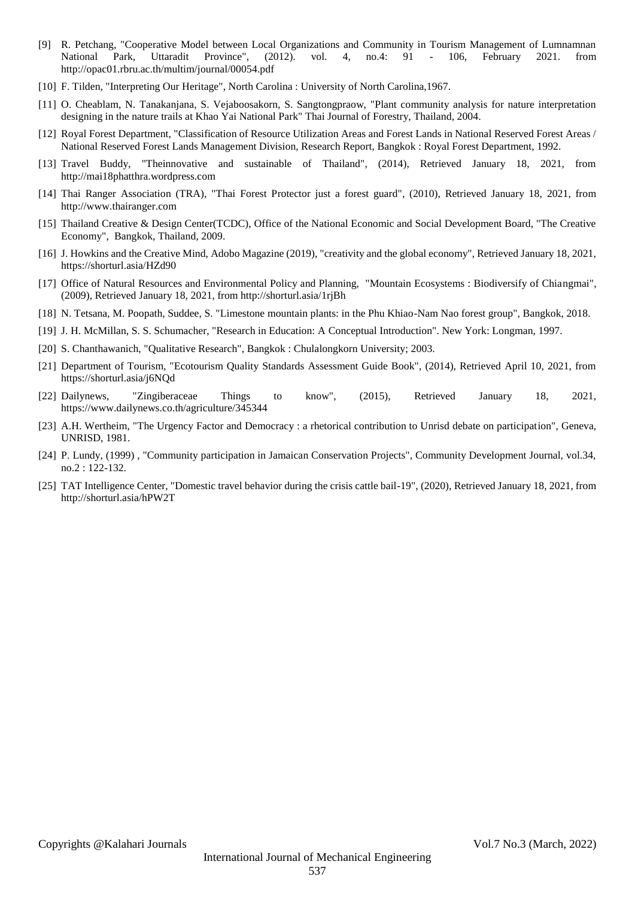[9] R. Petchang, "Cooperative Model between Local Organizations and Community in Tourism Management of Lumnamnan National Park, Uttaradit Province", (2012). vol. 4, no.4: 91 - 106, February 2021. from http://opac01.rbru.ac.th/multim/journal/00054.pdf

[10] F. Tilden, "Interpreting Our Heritage", North Carolina : University of North Carolina,1967.

[11] O. Cheablam, N. Tanakanjana, S. Vejaboosakorn, S. Sangtongpraow, "Plant community analysis for nature interpretation designing in the nature trails at Khao Yai National Park" Thai Journal of Forestry, Thailand, 2004.

[12] Royal Forest Department, "Classification of Resource Utilization Areas and Forest Lands in National Reserved Forest Areas / National Reserved Forest Lands Management Division, Research Report, Bangkok : Royal Forest Department, 1992.

[13] Travel Buddy, "Theinnovative and sustainable of Thailand", (2014), Retrieved January 18, 2021, from http://mai18phatthra.wordpress.com

[14] Thai Ranger Association (TRA), "Thai Forest Protector just a forest guard", (2010), Retrieved January 18, 2021, from http://www.thairanger.com

[15] Thailand Creative & Design Center(TCDC), Office of the National Economic and Social Development Board, "The Creative Economy", Bangkok, Thailand, 2009.

[16] J. Howkins and the Creative Mind, Adobo Magazine (2019), "creativity and the global economy", Retrieved January 18, 2021, https://shorturl.asia/HZd90

[17] Office of Natural Resources and Environmental Policy and Planning, "Mountain Ecosystems : Biodiversify of Chiangmai", (2009), Retrieved January 18, 2021, from http://shorturl.asia/1rjBh

[18] N. Tetsana, M. Poopath, Suddee, S. "Limestone mountain plants: in the Phu Khiao-Nam Nao forest group", Bangkok, 2018.

[19] J. H. McMillan, S. S. Schumacher, "Research in Education: A Conceptual Introduction". New York: Longman, 1997.

[20] S. Chanthawanich, "Qualitative Research", Bangkok : Chulalongkorn University; 2003.

[21] Department of Tourism, "Ecotourism Quality Standards Assessment Guide Book", (2014), Retrieved April 10, 2021, from https://shorturl.asia/j6NQd

[22] Dailynews, "Zingiberaceae Things to know", (2015), Retrieved January 18, 2021, https://www.dailynews.co.th/agriculture/345344

[23] A.H. Wertheim, "The Urgency Factor and Democracy : a rhetorical contribution to Unrisd debate on participation", Geneva, UNRISD, 1981.

[24] P. Lundy, (1999) , "Community participation in Jamaican Conservation Projects", Community Development Journal, vol.34, no.2 : 122-132.

[25] TAT Intelligence Center, "Domestic travel behavior during the crisis cattle bail-19", (2020), Retrieved January 18, 2021, from http://shorturl.asia/hPW2T